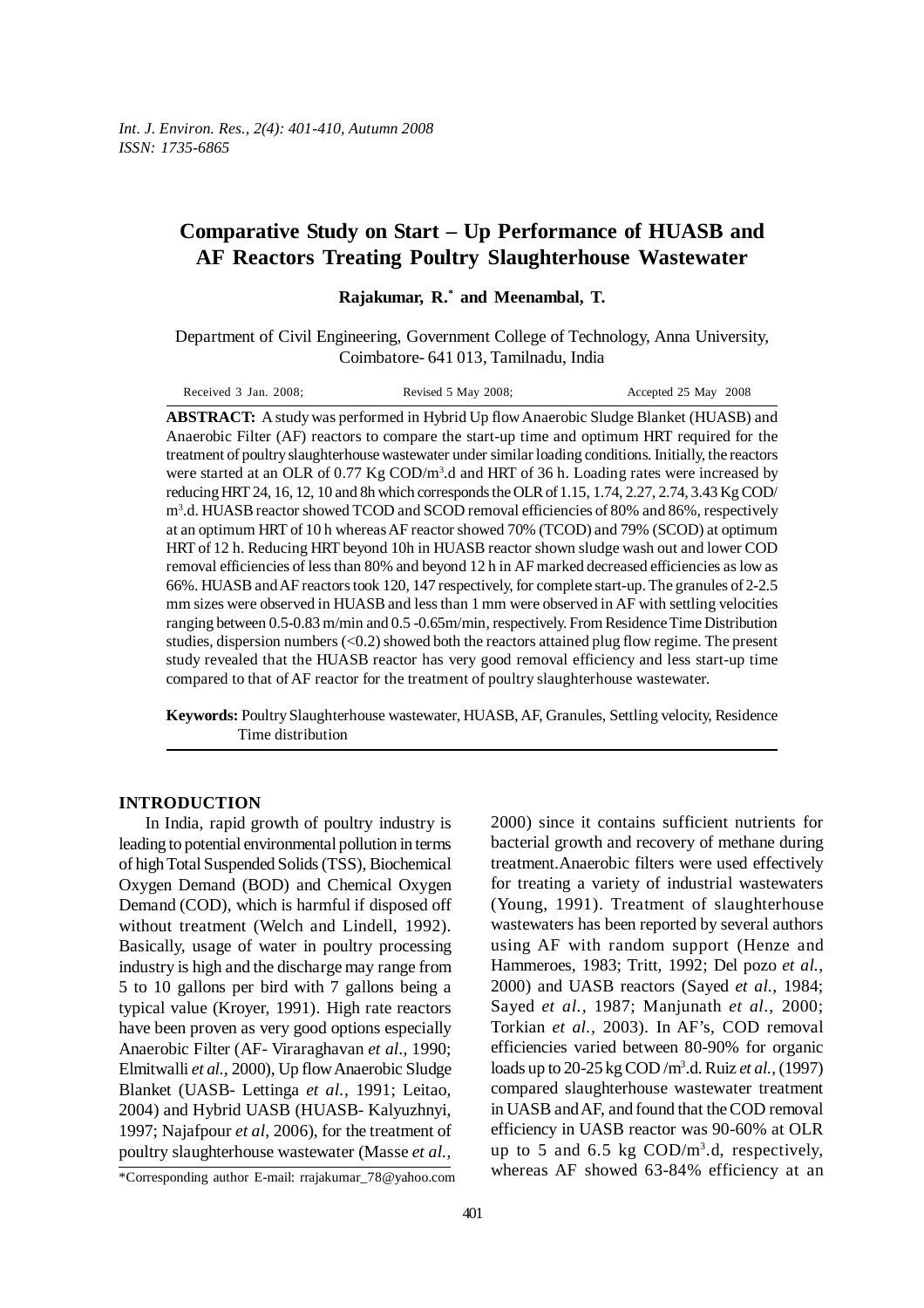*Int. J. Environ. Res., 2(4): 401-410, Autumn 2008*
*ISSN: 1735-6865*

# Comparative Study on Start – Up Performance of HUASB and AF Reactors Treating Poultry Slaughterhouse Wastewater

**Rajakumar, R.* and Meenambal, T.**

Department of Civil Engineering, Government College of Technology, Anna University, Coimbatore- 641 013, Tamilnadu, India

Received 3 Jan. 2008; Revised 5 May 2008; Accepted 25 May 2008

**ABSTRACT:** A study was performed in Hybrid Up flow Anaerobic Sludge Blanket (HUASB) and Anaerobic Filter (AF) reactors to compare the start-up time and optimum HRT required for the treatment of poultry slaughterhouse wastewater under similar loading conditions. Initially, the reactors were started at an OLR of 0.77 Kg COD/$m^3$.d and HRT of 36 h. Loading rates were increased by reducing HRT 24, 16, 12, 10 and 8h which corresponds the OLR of 1.15, 1.74, 2.27, 2.74, 3.43 Kg COD/$m^3$.d. HUASB reactor showed TCOD and SCOD removal efficiencies of 80% and 86%, respectively at an optimum HRT of 10 h whereas AF reactor showed 70% (TCOD) and 79% (SCOD) at optimum HRT of 12 h. Reducing HRT beyond 10h in HUASB reactor shown sludge wash out and lower COD removal efficiencies of less than 80% and beyond 12 h in AF marked decreased efficiencies as low as 66%. HUASB and AF reactors took 120, 147 respectively, for complete start-up. The granules of 2-2.5 mm sizes were observed in HUASB and less than 1 mm were observed in AF with settling velocities ranging between 0.5-0.83 m/min and 0.5 -0.65m/min, respectively. From Residence Time Distribution studies, dispersion numbers (<0.2) showed both the reactors attained plug flow regime. The present study revealed that the HUASB reactor has very good removal efficiency and less start-up time compared to that of AF reactor for the treatment of poultry slaughterhouse wastewater.

**Keywords:** Poultry Slaughterhouse wastewater, HUASB, AF, Granules, Settling velocity, Residence Time distribution

## INTRODUCTION

In India, rapid growth of poultry industry is leading to potential environmental pollution in terms of high Total Suspended Solids (TSS), Biochemical Oxygen Demand (BOD) and Chemical Oxygen Demand (COD), which is harmful if disposed off without treatment (Welch and Lindell, 1992). Basically, usage of water in poultry processing industry is high and the discharge may range from 5 to 10 gallons per bird with 7 gallons being a typical value (Kroyer, 1991). High rate reactors have been proven as very good options especially Anaerobic Filter (AF- Viraraghavan *et al*., 1990; Elmitwalli *et al.*, 2000), Up flow Anaerobic Sludge Blanket (UASB- Lettinga *et al.*, 1991; Leitao, 2004) and Hybrid UASB (HUASB- Kalyuzhnyi, 1997; Najafpour *et al*, 2006), for the treatment of poultry slaughterhouse wastewater (Masse *et al.*, 2000) since it contains sufficient nutrients for bacterial growth and recovery of methane during treatment.Anaerobic filters were used effectively for treating a variety of industrial wastewaters (Young, 1991). Treatment of slaughterhouse wastewaters has been reported by several authors using AF with random support (Henze and Hammeroes, 1983; Tritt, 1992; Del pozo *et al.*, 2000) and UASB reactors (Sayed *et al.,* 1984; Sayed *et al.*, 1987; Manjunath *et al*., 2000; Torkian *et al.,* 2003). In AF's, COD removal efficiencies varied between 80-90% for organic loads up to 20-25 kg COD /$m^3$.d. Ruiz *et al.*, (1997) compared slaughterhouse wastewater treatment in UASB and AF, and found that the COD removal efficiency in UASB reactor was 90-60% at OLR up to 5 and 6.5 kg COD/$m^3$.d, respectively, whereas AF showed 63-84% efficiency at an

*Corresponding author E-mail: rrajakumar_78@yahoo.com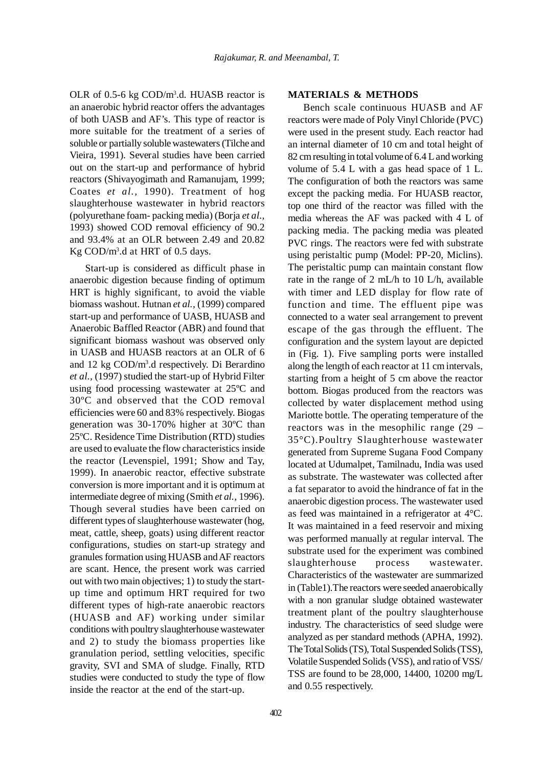OLR of 0.5-6 kg COD/m$^3$.d. HUASB reactor is an anaerobic hybrid reactor offers the advantages of both UASB and AF's. This type of reactor is more suitable for the treatment of a series of soluble or partially soluble wastewaters (Tilche and Vieira, 1991). Several studies have been carried out on the start-up and performance of hybrid reactors (Shivayogimath and Ramanujam, 1999; Coates *et al.*, 1990). Treatment of hog slaughterhouse wastewater in hybrid reactors (polyurethane foam- packing media) (Borja *et al.*, 1993) showed COD removal efficiency of 90.2 and 93.4% at an OLR between 2.49 and 20.82 Kg COD/m$^3$.d at HRT of 0.5 days.

Start-up is considered as difficult phase in anaerobic digestion because finding of optimum HRT is highly significant, to avoid the viable biomass washout. Hutnan *et al.*, (1999) compared start-up and performance of UASB, HUASB and Anaerobic Baffled Reactor (ABR) and found that significant biomass washout was observed only in UASB and HUASB reactors at an OLR of 6 and 12 kg COD/m$^3$.d respectively. Di Berardino *et al.*, (1997) studied the start-up of Hybrid Filter using food processing wastewater at 25ºC and 30ºC and observed that the COD removal efficiencies were 60 and 83% respectively. Biogas generation was 30-170% higher at 30ºC than 25ºC. Residence Time Distribution (RTD) studies are used to evaluate the flow characteristics inside the reactor (Levenspiel, 1991; Show and Tay, 1999). In anaerobic reactor, effective substrate conversion is more important and it is optimum at intermediate degree of mixing (Smith *et al.*, 1996). Though several studies have been carried on different types of slaughterhouse wastewater (hog, meat, cattle, sheep, goats) using different reactor configurations, studies on start-up strategy and granules formation using HUASB and AF reactors are scant. Hence, the present work was carried out with two main objectives; 1) to study the start-up time and optimum HRT required for two different types of high-rate anaerobic reactors (HUASB and AF) working under similar conditions with poultry slaughterhouse wastewater and 2) to study the biomass properties like granulation period, settling velocities, specific gravity, SVI and SMA of sludge. Finally, RTD studies were conducted to study the type of flow inside the reactor at the end of the start-up.

## MATERIALS & METHODS

Bench scale continuous HUASB and AF reactors were made of Poly Vinyl Chloride (PVC) were used in the present study. Each reactor had an internal diameter of 10 cm and total height of 82 cm resulting in total volume of 6.4 L and working volume of 5.4 L with a gas head space of 1 L. The configuration of both the reactors was same except the packing media. For HUASB reactor, top one third of the reactor was filled with the media whereas the AF was packed with 4 L of packing media. The packing media was pleated PVC rings. The reactors were fed with substrate using peristaltic pump (Model: PP-20, Miclins). The peristaltic pump can maintain constant flow rate in the range of 2 mL/h to 10 L/h, available with timer and LED display for flow rate of function and time. The effluent pipe was connected to a water seal arrangement to prevent escape of the gas through the effluent. The configuration and the system layout are depicted in (Fig. 1). Five sampling ports were installed along the length of each reactor at 11 cm intervals, starting from a height of 5 cm above the reactor bottom. Biogas produced from the reactors was collected by water displacement method using Mariotte bottle. The operating temperature of the reactors was in the mesophilic range (29 – 35°C).Poultry Slaughterhouse wastewater generated from Supreme Sugana Food Company located at Udumalpet, Tamilnadu, India was used as substrate. The wastewater was collected after a fat separator to avoid the hindrance of fat in the anaerobic digestion process. The wastewater used as feed was maintained in a refrigerator at 4°C. It was maintained in a feed reservoir and mixing was performed manually at regular interval. The substrate used for the experiment was combined slaughterhouse process wastewater. Characteristics of the wastewater are summarized in (Table1).The reactors were seeded anaerobically with a non granular sludge obtained wastewater treatment plant of the poultry slaughterhouse industry. The characteristics of seed sludge were analyzed as per standard methods (APHA, 1992). The Total Solids (TS), Total Suspended Solids (TSS), Volatile Suspended Solids (VSS), and ratio of VSS/TSS are found to be 28,000, 14400, 10200 mg/L and 0.55 respectively.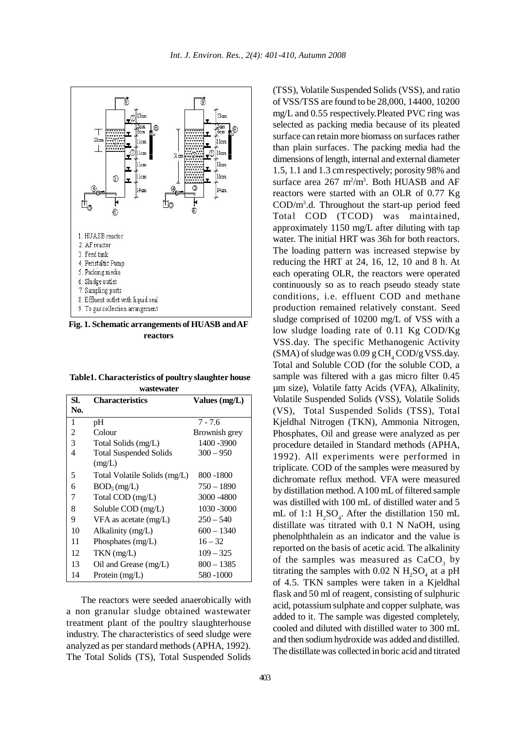1. HUASB reactor
2. AF reactor
3. Feed tank
4. Peristaltic Pump
5. Packing media
6. Sludge outlet
7. Sampling ports
8. Effluent outlet with liquid seal
9. To gas collection arrangement

**Fig. 1. Schematic arrangements of HUASB and AF reactors**

**Table1. Characteristics of poultry slaughter house wastewater**

| Sl. No. | Characteristics | Values (mg/L) |
|---|---|---|
| 1 | pH | 7 - 7.6 |
| 2 | Colour | Brownish grey |
| 3 | Total Solids (mg/L) | 1400 -3900 |
| 4 | Total Suspended Solids (mg/L) | 300 – 950 |
| 5 | Total Volatile Solids (mg/L) | 800 -1800 |
| 6 | $BOD_5$ (mg/L) | 750 – 1890 |
| 7 | Total COD (mg/L) | 3000 -4800 |
| 8 | Soluble COD (mg/L) | 1030 -3000 |
| 9 | VFA as acetate (mg/L) | 250 – 540 |
| 10 | Alkalinity (mg/L) | 600 – 1340 |
| 11 | Phosphates (mg/L) | 16 – 32 |
| 12 | TKN (mg/L) | 109 – 325 |
| 13 | Oil and Grease (mg/L) | 800 – 1385 |
| 14 | Protein (mg/L) | 580 -1000 |

The reactors were seeded anaerobically with a non granular sludge obtained wastewater treatment plant of the poultry slaughterhouse industry. The characteristics of seed sludge were analyzed as per standard methods (APHA, 1992). The Total Solids (TS), Total Suspended Solids (TSS), Volatile Suspended Solids (VSS), and ratio of VSS/TSS are found to be 28,000, 14400, 10200 mg/L and 0.55 respectively. Pleated PVC ring was selected as packing media because of its pleated surface can retain more biomass on surfaces rather than plain surfaces. The packing media had the dimensions of length, internal and external diameter 1.5, 1.1 and 1.3 cm respectively; porosity 98% and surface area 267 $m^2/m^3$. Both HUASB and AF reactors were started with an OLR of 0.77 Kg $COD/m^3$.d. Throughout the start-up period feed Total COD (TCOD) was maintained, approximately 1150 mg/L after diluting with tap water. The initial HRT was 36h for both reactors. The loading pattern was increased stepwise by reducing the HRT at 24, 16, 12, 10 and 8 h. At each operating OLR, the reactors were operated continuously so as to reach pseudo steady state conditions, i.e. effluent COD and methane production remained relatively constant. Seed sludge comprised of 10200 mg/L of VSS with a low sludge loading rate of 0.11 Kg COD/Kg VSS.day. The specific Methanogenic Activity (SMA) of sludge was 0.09 g $CH_4$ COD/g VSS.day. Total and Soluble COD (for the soluble COD, a sample was filtered with a gas micro filter 0.45 µm size), Volatile fatty Acids (VFA), Alkalinity, Volatile Suspended Solids (VSS), Volatile Solids (VS), Total Suspended Solids (TSS), Total Kjeldhal Nitrogen (TKN), Ammonia Nitrogen, Phosphates, Oil and grease were analyzed as per procedure detailed in Standard methods (APHA, 1992). All experiments were performed in triplicate. COD of the samples were measured by dichromate reflux method. VFA were measured by distillation method. A 100 mL of filtered sample was distilled with 100 mL of distilled water and 5 mL of 1:1 $H_2SO_4$. After the distillation 150 mL distillate was titrated with 0.1 N NaOH, using phenolphthalein as an indicator and the value is reported on the basis of acetic acid. The alkalinity of the samples was measured as $CaCO_3$ by titrating the samples with 0.02 N $H_2SO_4$ at a pH of 4.5. TKN samples were taken in a Kjeldhal flask and 50 ml of reagent, consisting of sulphuric acid, potassium sulphate and copper sulphate, was added to it. The sample was digested completely, cooled and diluted with distilled water to 300 mL and then sodium hydroxide was added and distilled. The distillate was collected in boric acid and titrated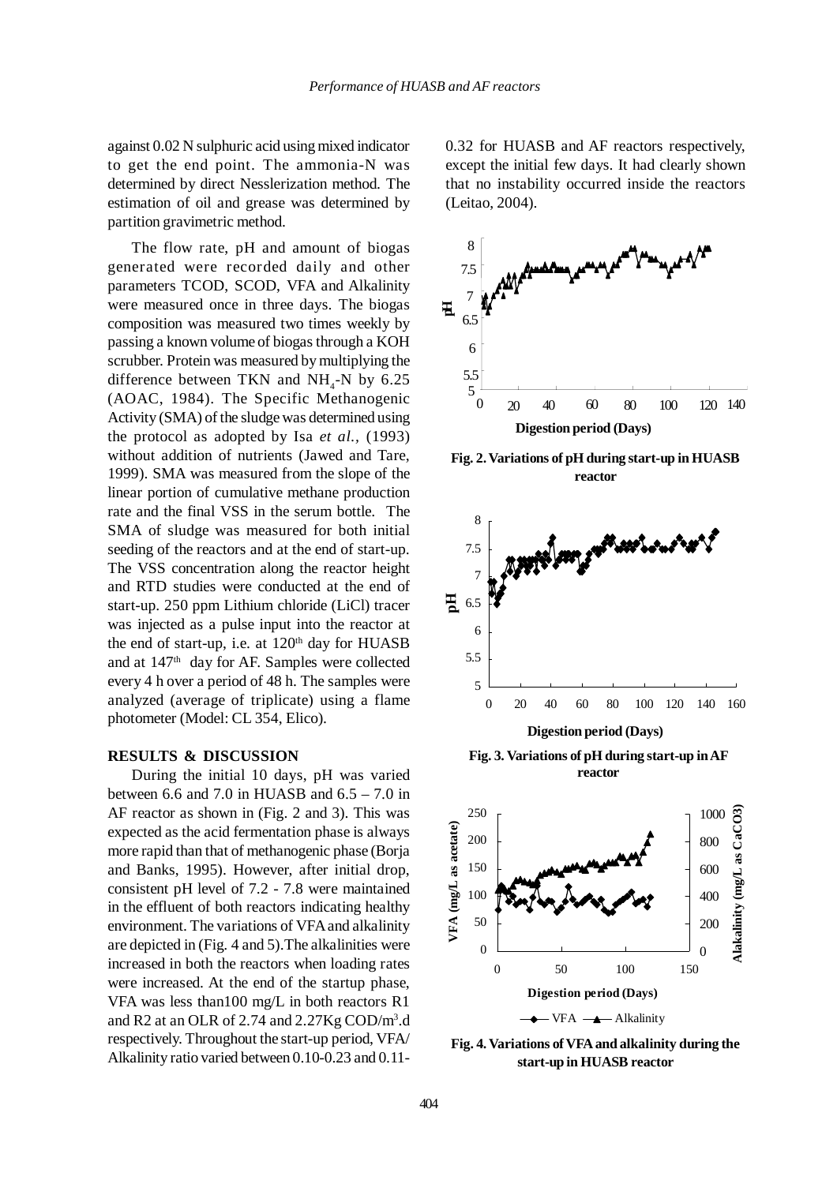against 0.02 N sulphuric acid using mixed indicator to get the end point. The ammonia-N was determined by direct Nesslerization method. The estimation of oil and grease was determined by partition gravimetric method.

The flow rate, pH and amount of biogas generated were recorded daily and other parameters TCOD, SCOD, VFA and Alkalinity were measured once in three days. The biogas composition was measured two times weekly by passing a known volume of biogas through a KOH scrubber. Protein was measured by multiplying the difference between TKN and $NH_4$-N by 6.25 (AOAC, 1984). The Specific Methanogenic Activity (SMA) of the sludge was determined using the protocol as adopted by Isa *et al.*, (1993) without addition of nutrients (Jawed and Tare, 1999). SMA was measured from the slope of the linear portion of cumulative methane production rate and the final VSS in the serum bottle. The SMA of sludge was measured for both initial seeding of the reactors and at the end of start-up. The VSS concentration along the reactor height and RTD studies were conducted at the end of start-up. 250 ppm Lithium chloride (LiCl) tracer was injected as a pulse input into the reactor at the end of start-up, i.e. at $120^{th}$ day for HUASB and at $147^{th}$ day for AF. Samples were collected every 4 h over a period of 48 h. The samples were analyzed (average of triplicate) using a flame photometer (Model: CL 354, Elico).

## RESULTS & DISCUSSION

During the initial 10 days, pH was varied between 6.6 and 7.0 in HUASB and 6.5 – 7.0 in AF reactor as shown in (Fig. 2 and 3). This was expected as the acid fermentation phase is always more rapid than that of methanogenic phase (Borja and Banks, 1995). However, after initial drop, consistent pH level of 7.2 - 7.8 were maintained in the effluent of both reactors indicating healthy environment. The variations of VFA and alkalinity are depicted in (Fig. 4 and 5).The alkalinities were increased in both the reactors when loading rates were increased. At the end of the startup phase, VFA was less than100 mg/L in both reactors R1 and R2 at an OLR of 2.74 and 2.27Kg COD/$m^3$.d respectively. Throughout the start-up period, VFA/ Alkalinity ratio varied between 0.10-0.23 and 0.11-0.32 for HUASB and AF reactors respectively, except the initial few days. It had clearly shown that no instability occurred inside the reactors (Leitao, 2004).

**Fig. 2. Variations of pH during start-up in HUASB reactor**

**Fig. 3. Variations of pH during start-up in AF reactor**

**Fig. 4. Variations of VFA and alkalinity during the start-up in HUASB reactor**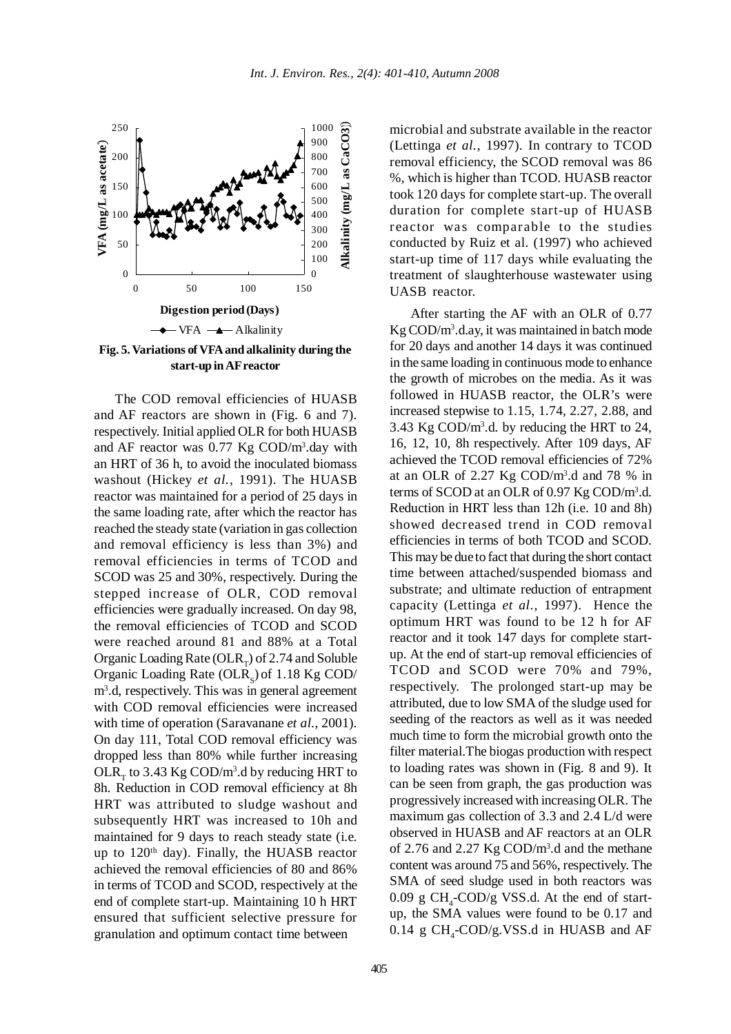Fig. 5. Variations of VFA and alkalinity during the start-up in AF reactor

The COD removal efficiencies of HUASB and AF reactors are shown in (Fig. 6 and 7). respectively. Initial applied OLR for both HUASB and AF reactor was 0.77 Kg COD/m$^3$.day with an HRT of 36 h, to avoid the inoculated biomass washout (Hickey *et al.*, 1991). The HUASB reactor was maintained for a period of 25 days in the same loading rate, after which the reactor has reached the steady state (variation in gas collection and removal efficiency is less than 3%) and removal efficiencies in terms of TCOD and SCOD was 25 and 30%, respectively. During the stepped increase of OLR, COD removal efficiencies were gradually increased. On day 98, the removal efficiencies of TCOD and SCOD were reached around 81 and 88% at a Total Organic Loading Rate ($OLR_T$) of 2.74 and Soluble Organic Loading Rate ($OLR_S$) of 1.18 Kg COD/m$^3$.d, respectively. This was in general agreement with COD removal efficiencies were increased with time of operation (Saravanane *et al.*, 2001). On day 111, Total COD removal efficiency was dropped less than 80% while further increasing $OLR_T$ to 3.43 Kg COD/m$^3$.d by reducing HRT to 8h. Reduction in COD removal efficiency at 8h HRT was attributed to sludge washout and subsequently HRT was increased to 10h and maintained for 9 days to reach steady state (i.e. up to 120$^{th}$ day). Finally, the HUASB reactor achieved the removal efficiencies of 80 and 86% in terms of TCOD and SCOD, respectively at the end of complete start-up. Maintaining 10 h HRT ensured that sufficient selective pressure for granulation and optimum contact time between microbial and substrate available in the reactor (Lettinga *et al.*, 1997). In contrary to TCOD removal efficiency, the SCOD removal was 86 %, which is higher than TCOD. HUASB reactor took 120 days for complete start-up. The overall duration for complete start-up of HUASB reactor was comparable to the studies conducted by Ruiz et al. (1997) who achieved start-up time of 117 days while evaluating the treatment of slaughterhouse wastewater using UASB reactor.

After starting the AF with an OLR of 0.77 Kg COD/m$^3$.d.ay, it was maintained in batch mode for 20 days and another 14 days it was continued in the same loading in continuous mode to enhance the growth of microbes on the media. As it was followed in HUASB reactor, the OLR's were increased stepwise to 1.15, 1.74, 2.27, 2.88, and 3.43 Kg COD/m$^3$.d. by reducing the HRT to 24, 16, 12, 10, 8h respectively. After 109 days, AF achieved the TCOD removal efficiencies of 72% at an OLR of 2.27 Kg COD/m$^3$.d and 78 % in terms of SCOD at an OLR of 0.97 Kg COD/m$^3$.d. Reduction in HRT less than 12h (i.e. 10 and 8h) showed decreased trend in COD removal efficiencies in terms of both TCOD and SCOD. This may be due to fact that during the short contact time between attached/suspended biomass and substrate; and ultimate reduction of entrapment capacity (Lettinga *et al.*, 1997). Hence the optimum HRT was found to be 12 h for AF reactor and it took 147 days for complete start-up. At the end of start-up removal efficiencies of TCOD and SCOD were 70% and 79%, respectively. The prolonged start-up may be attributed, due to low SMA of the sludge used for seeding of the reactors as well as it was needed much time to form the microbial growth onto the filter material.The biogas production with respect to loading rates was shown in (Fig. 8 and 9). It can be seen from graph, the gas production was progressively increased with increasing OLR. The maximum gas collection of 3.3 and 2.4 L/d were observed in HUASB and AF reactors at an OLR of 2.76 and 2.27 Kg COD/m$^3$.d and the methane content was around 75 and 56%, respectively. The SMA of seed sludge used in both reactors was 0.09 g $CH_4$-COD/g VSS.d. At the end of start-up, the SMA values were found to be 0.17 and 0.14 g $CH_4$-COD/g.VSS.d in HUASB and AF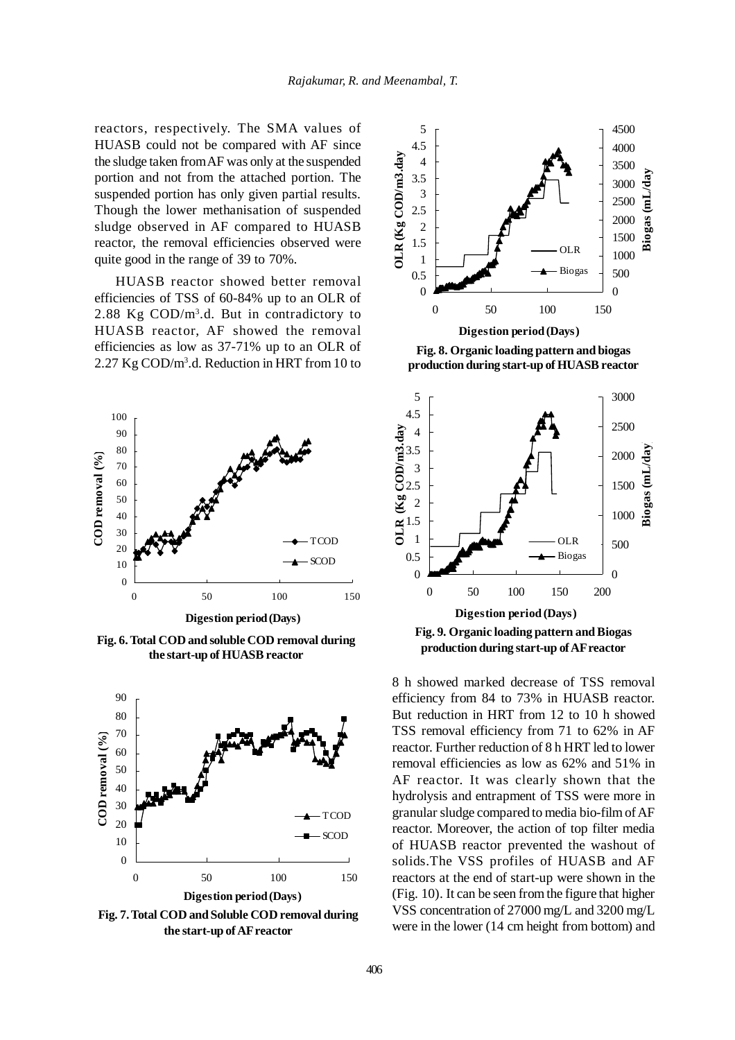reactors, respectively. The SMA values of HUASB could not be compared with AF since the sludge taken from AF was only at the suspended portion and not from the attached portion. The suspended portion has only given partial results. Though the lower methanisation of suspended sludge observed in AF compared to HUASB reactor, the removal efficiencies observed were quite good in the range of 39 to 70%.

HUASB reactor showed better removal efficiencies of TSS of 60-84% up to an OLR of 2.88 Kg COD/$m^3$.d. But in contradictory to HUASB reactor, AF showed the removal efficiencies as low as 37-71% up to an OLR of 2.27 Kg COD/$m^3$.d. Reduction in HRT from 10 to 8 h showed marked decrease of TSS removal efficiency from 84 to 73% in HUASB reactor. But reduction in HRT from 12 to 10 h showed TSS removal efficiency from 71 to 62% in AF reactor. Further reduction of 8 h HRT led to lower removal efficiencies as low as 62% and 51% in AF reactor. It was clearly shown that the hydrolysis and entrapment of TSS were more in granular sludge compared to media bio-film of AF reactor. Moreover, the action of top filter media of HUASB reactor prevented the washout of solids.The VSS profiles of HUASB and AF reactors at the end of start-up were shown in the (Fig. 10). It can be seen from the figure that higher VSS concentration of 27000 mg/L and 3200 mg/L were in the lower (14 cm height from bottom) and

**Fig. 6. Total COD and soluble COD removal during the start-up of HUASB reactor**

**Fig. 7. Total COD and Soluble COD removal during the start-up of AF reactor**

**Fig. 8. Organic loading pattern and biogas production during start-up of HUASB reactor**

**Fig. 9. Organic loading pattern and Biogas production during start-up of AF reactor**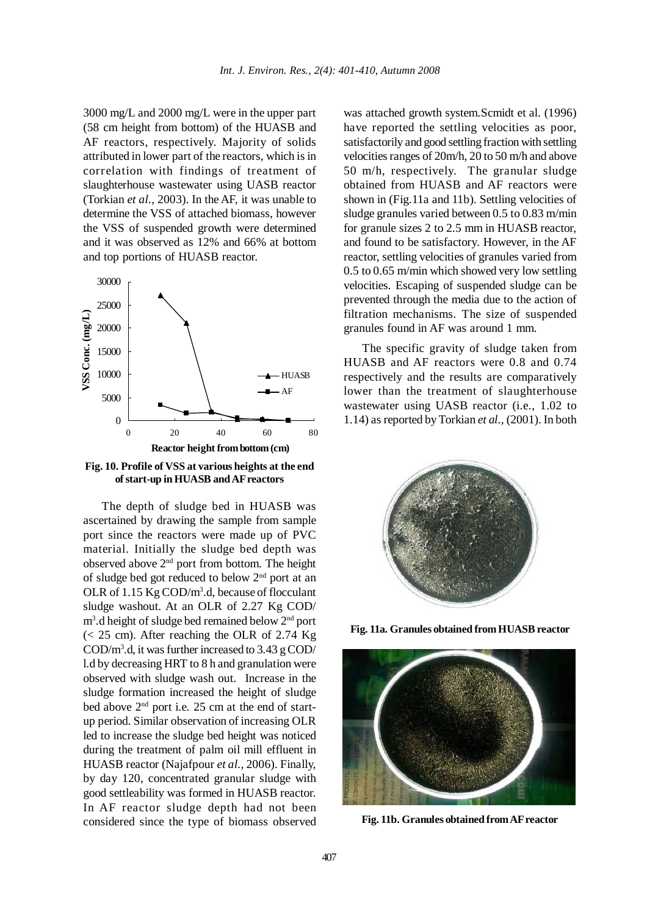3000 mg/L and 2000 mg/L were in the upper part (58 cm height from bottom) of the HUASB and AF reactors, respectively. Majority of solids attributed in lower part of the reactors, which is in correlation with findings of treatment of slaughterhouse wastewater using UASB reactor (Torkian *et al.,* 2003). In the AF, it was unable to determine the VSS of attached biomass, however the VSS of suspended growth were determined and it was observed as 12% and 66% at bottom and top portions of HUASB reactor.

**Fig. 10. Profile of VSS at various heights at the end of start-up in HUASB and AF reactors**

The depth of sludge bed in HUASB was ascertained by drawing the sample from sample port since the reactors were made up of PVC material. Initially the sludge bed depth was observed above 2nd port from bottom. The height of sludge bed got reduced to below 2nd port at an OLR of 1.15 Kg COD/$m^3$.d, because of flocculant sludge washout. At an OLR of 2.27 Kg COD/$m^3$.d height of sludge bed remained below 2nd port (< 25 cm). After reaching the OLR of 2.74 Kg COD/$m^3$.d, it was further increased to 3.43 g COD/l.d by decreasing HRT to 8 h and granulation were observed with sludge wash out. Increase in the sludge formation increased the height of sludge bed above 2nd port i.e. 25 cm at the end of start-up period. Similar observation of increasing OLR led to increase the sludge bed height was noticed during the treatment of palm oil mill effluent in HUASB reactor (Najafpour *et al.,* 2006). Finally, by day 120, concentrated granular sludge with good settleability was formed in HUASB reactor. In AF reactor sludge depth had not been considered since the type of biomass observed was attached growth system.Scmidt et al. (1996) have reported the settling velocities as poor, satisfactorily and good settling fraction with settling velocities ranges of 20m/h, 20 to 50 m/h and above 50 m/h, respectively. The granular sludge obtained from HUASB and AF reactors were shown in (Fig.11a and 11b). Settling velocities of sludge granules varied between 0.5 to 0.83 m/min for granule sizes 2 to 2.5 mm in HUASB reactor, and found to be satisfactory. However, in the AF reactor, settling velocities of granules varied from 0.5 to 0.65 m/min which showed very low settling velocities. Escaping of suspended sludge can be prevented through the media due to the action of filtration mechanisms. The size of suspended granules found in AF was around 1 mm.

The specific gravity of sludge taken from HUASB and AF reactors were 0.8 and 0.74 respectively and the results are comparatively lower than the treatment of slaughterhouse wastewater using UASB reactor (i.e., 1.02 to 1.14) as reported by Torkian *et al.,* (2001). In both

**Fig. 11a. Granules obtained from HUASB reactor**

**Fig. 11b. Granules obtained from AF reactor**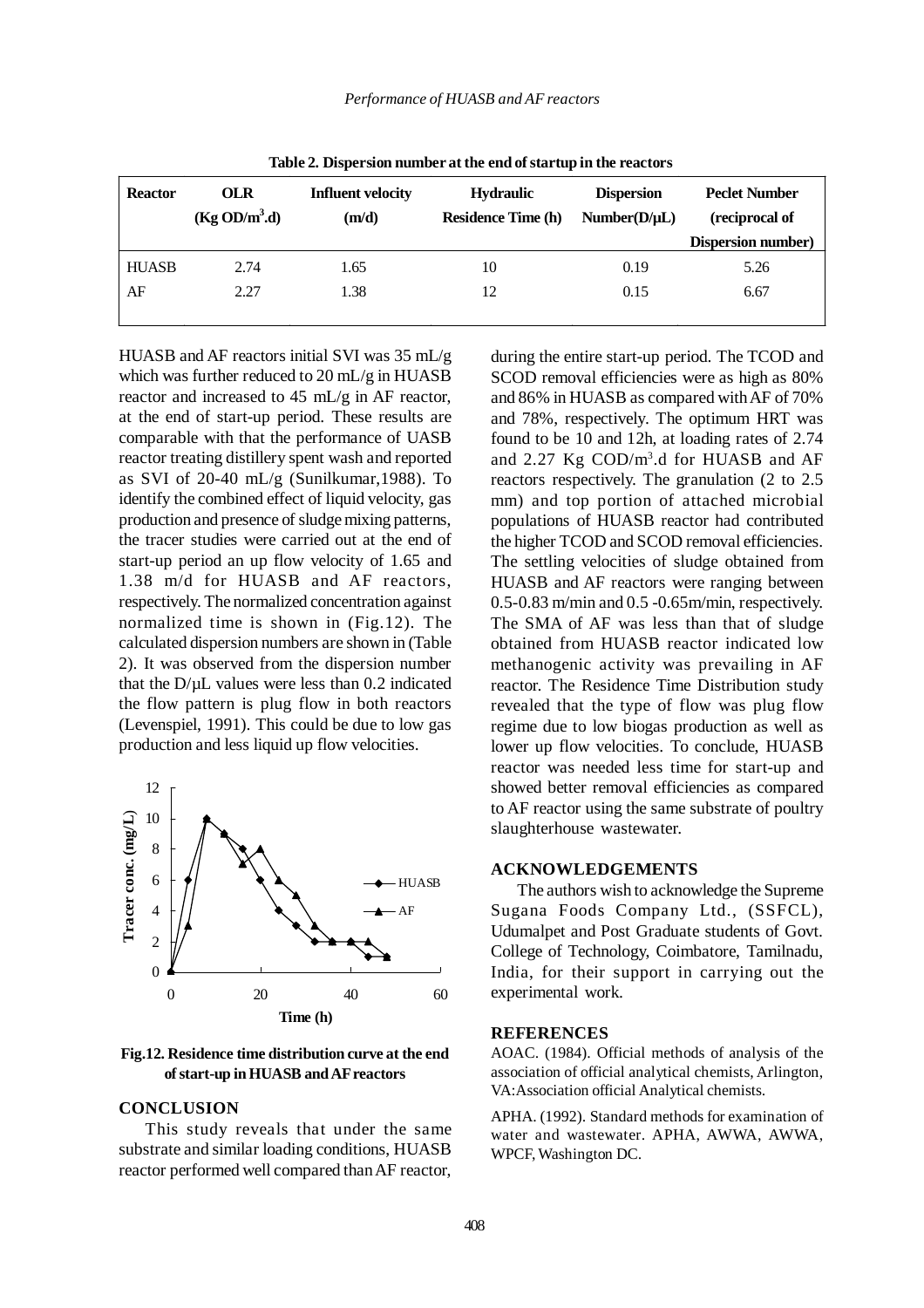**Table 2. Dispersion number at the end of startup in the reactors**

| Reactor | OLR (Kg OD/m$^3$.d) | Influent velocity (m/d) | Hydraulic Residence Time (h) | Dispersion Number(D/µL) | Peclet Number (reciprocal of Dispersion number) |
|---|---|---|---|---|---|
| HUASB | 2.74 | 1.65 | 10 | 0.19 | 5.26 |
| AF | 2.27 | 1.38 | 12 | 0.15 | 6.67 |

HUASB and AF reactors initial SVI was 35 mL/g which was further reduced to 20 mL/g in HUASB reactor and increased to 45 mL/g in AF reactor, at the end of start-up period. These results are comparable with that the performance of UASB reactor treating distillery spent wash and reported as SVI of 20-40 mL/g (Sunilkumar,1988). To identify the combined effect of liquid velocity, gas production and presence of sludge mixing patterns, the tracer studies were carried out at the end of start-up period an up flow velocity of 1.65 and 1.38 m/d for HUASB and AF reactors, respectively. The normalized concentration against normalized time is shown in (Fig.12). The calculated dispersion numbers are shown in (Table 2). It was observed from the dispersion number that the D/µL values were less than 0.2 indicated the flow pattern is plug flow in both reactors (Levenspiel, 1991). This could be due to low gas production and less liquid up flow velocities.

**Fig.12. Residence time distribution curve at the end of start-up in HUASB and AF reactors**

## CONCLUSION

This study reveals that under the same substrate and similar loading conditions, HUASB reactor performed well compared than AF reactor, during the entire start-up period. The TCOD and SCOD removal efficiencies were as high as 80% and 86% in HUASB as compared with AF of 70% and 78%, respectively. The optimum HRT was found to be 10 and 12h, at loading rates of 2.74 and 2.27 Kg COD/m$^3$.d for HUASB and AF reactors respectively. The granulation (2 to 2.5 mm) and top portion of attached microbial populations of HUASB reactor had contributed the higher TCOD and SCOD removal efficiencies. The settling velocities of sludge obtained from HUASB and AF reactors were ranging between 0.5-0.83 m/min and 0.5 -0.65m/min, respectively. The SMA of AF was less than that of sludge obtained from HUASB reactor indicated low methanogenic activity was prevailing in AF reactor. The Residence Time Distribution study revealed that the type of flow was plug flow regime due to low biogas production as well as lower up flow velocities. To conclude, HUASB reactor was needed less time for start-up and showed better removal efficiencies as compared to AF reactor using the same substrate of poultry slaughterhouse wastewater.

## ACKNOWLEDGEMENTS

The authors wish to acknowledge the Supreme Sugana Foods Company Ltd., (SSFCL), Udumalpet and Post Graduate students of Govt. College of Technology, Coimbatore, Tamilnadu, India, for their support in carrying out the experimental work.

## REFERENCES

AOAC. (1984). Official methods of analysis of the association of official analytical chemists, Arlington, VA:Association official Analytical chemists.

APHA. (1992). Standard methods for examination of water and wastewater. APHA, AWWA, AWWA, WPCF, Washington DC.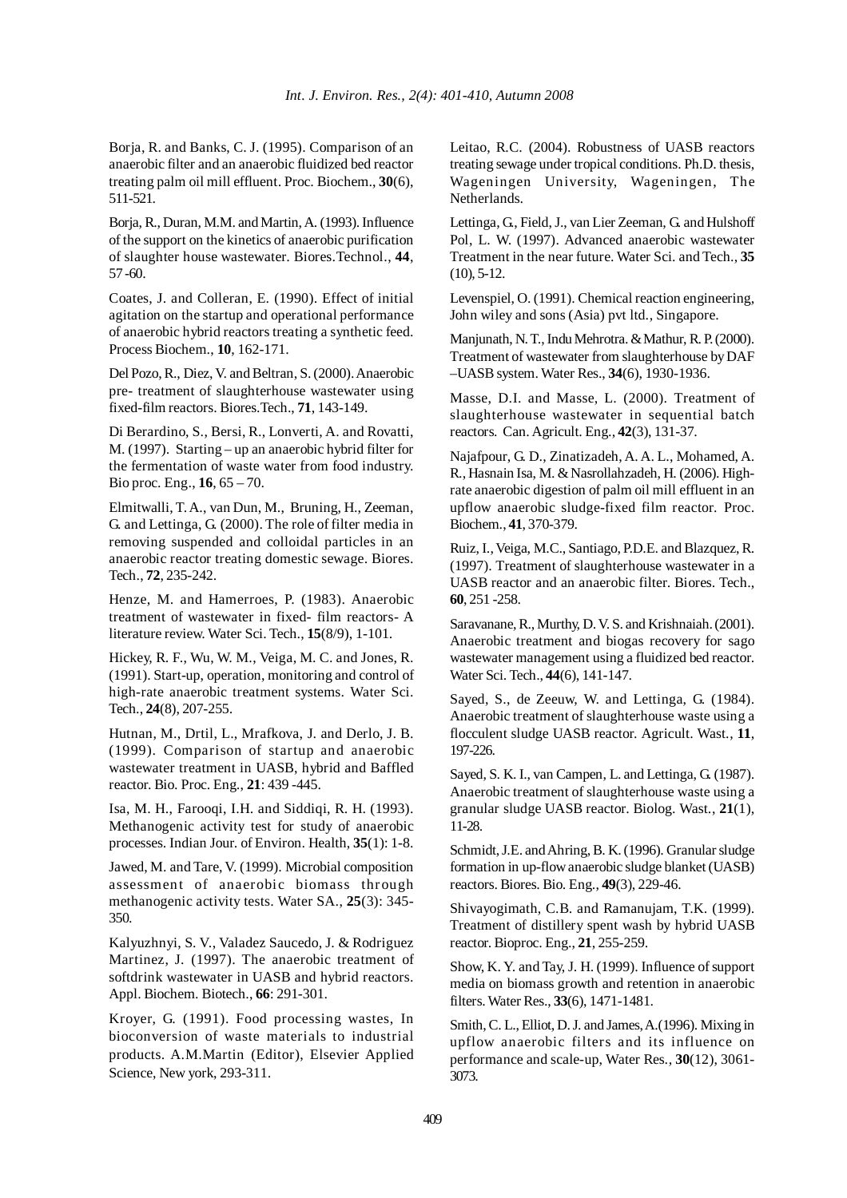Borja, R. and Banks, C. J. (1995). Comparison of an anaerobic filter and an anaerobic fluidized bed reactor treating palm oil mill effluent. Proc. Biochem., **30**(6), 511-521.

Borja, R., Duran, M.M. and Martin, A. (1993). Influence of the support on the kinetics of anaerobic purification of slaughter house wastewater. Biores.Technol., **44**, 57 -60.

Coates, J. and Colleran, E. (1990). Effect of initial agitation on the startup and operational performance of anaerobic hybrid reactors treating a synthetic feed. Process Biochem., **10**, 162-171.

Del Pozo, R., Diez, V. and Beltran, S. (2000). Anaerobic pre- treatment of slaughterhouse wastewater using fixed-film reactors. Biores.Tech., **71**, 143-149.

Di Berardino, S., Bersi, R., Lonverti, A. and Rovatti, M. (1997). Starting – up an anaerobic hybrid filter for the fermentation of waste water from food industry. Bio proc. Eng., **16**, 65 – 70.

Elmitwalli, T. A., van Dun, M., Bruning, H., Zeeman, G. and Lettinga, G. (2000). The role of filter media in removing suspended and colloidal particles in an anaerobic reactor treating domestic sewage. Biores. Tech., **72**, 235-242.

Henze, M. and Hamerroes, P. (1983). Anaerobic treatment of wastewater in fixed- film reactors- A literature review. Water Sci. Tech., **15**(8/9), 1-101.

Hickey, R. F., Wu, W. M., Veiga, M. C. and Jones, R. (1991). Start-up, operation, monitoring and control of high-rate anaerobic treatment systems. Water Sci. Tech., **24**(8), 207-255.

Hutnan, M., Drtil, L., Mrafkova, J. and Derlo, J. B. (1999). Comparison of startup and anaerobic wastewater treatment in UASB, hybrid and Baffled reactor. Bio. Proc. Eng., **21**: 439 -445.

Isa, M. H., Farooqi, I.H. and Siddiqi, R. H. (1993). Methanogenic activity test for study of anaerobic processes. Indian Jour. of Environ. Health, **35**(1): 1-8.

Jawed, M. and Tare, V. (1999). Microbial composition assessment of anaerobic biomass through methanogenic activity tests. Water SA., **25**(3): 345-350.

Kalyuzhnyi, S. V., Valadez Saucedo, J. & Rodriguez Martinez, J. (1997). The anaerobic treatment of softdrink wastewater in UASB and hybrid reactors. Appl. Biochem. Biotech., **66**: 291-301.

Kroyer, G. (1991). Food processing wastes, In bioconversion of waste materials to industrial products. A.M.Martin (Editor), Elsevier Applied Science, New york, 293-311.

Leitao, R.C. (2004). Robustness of UASB reactors treating sewage under tropical conditions. Ph.D. thesis, Wageningen University, Wageningen, The Netherlands.

Lettinga, G., Field, J., van Lier Zeeman, G. and Hulshoff Pol, L. W. (1997). Advanced anaerobic wastewater Treatment in the near future. Water Sci. and Tech., **35** (10), 5-12.

Levenspiel, O. (1991). Chemical reaction engineering, John wiley and sons (Asia) pvt ltd., Singapore.

Manjunath, N. T., Indu Mehrotra. & Mathur, R. P. (2000). Treatment of wastewater from slaughterhouse by DAF –UASB system. Water Res., **34**(6), 1930-1936.

Masse, D.I. and Masse, L. (2000). Treatment of slaughterhouse wastewater in sequential batch reactors. Can. Agricult. Eng., **42**(3), 131-37.

Najafpour, G. D., Zinatizadeh, A. A. L., Mohamed, A. R., Hasnain Isa, M. & Nasrollahzadeh, H. (2006). High-rate anaerobic digestion of palm oil mill effluent in an upflow anaerobic sludge-fixed film reactor. Proc. Biochem., **41**, 370-379.

Ruiz, I., Veiga, M.C., Santiago, P.D.E. and Blazquez, R. (1997). Treatment of slaughterhouse wastewater in a UASB reactor and an anaerobic filter. Biores. Tech., **60**, 251 -258.

Saravanane, R., Murthy, D. V. S. and Krishnaiah. (2001). Anaerobic treatment and biogas recovery for sago wastewater management using a fluidized bed reactor. Water Sci. Tech., **44**(6), 141-147.

Sayed, S., de Zeeuw, W. and Lettinga, G. (1984). Anaerobic treatment of slaughterhouse waste using a flocculent sludge UASB reactor. Agricult. Wast., **11**, 197-226.

Sayed, S. K. I., van Campen, L. and Lettinga, G. (1987). Anaerobic treatment of slaughterhouse waste using a granular sludge UASB reactor. Biolog. Wast., **21**(1), 11-28.

Schmidt, J.E. and Ahring, B. K. (1996). Granular sludge formation in up-flow anaerobic sludge blanket (UASB) reactors. Biores. Bio. Eng., **49**(3), 229-46.

Shivayogimath, C.B. and Ramanujam, T.K. (1999). Treatment of distillery spent wash by hybrid UASB reactor. Bioproc. Eng., **21**, 255-259.

Show, K. Y. and Tay, J. H. (1999). Influence of support media on biomass growth and retention in anaerobic filters. Water Res., **33**(6), 1471-1481.

Smith, C. L., Elliot, D. J. and James, A.(1996). Mixing in upflow anaerobic filters and its influence on performance and scale-up, Water Res., **30**(12), 3061-3073.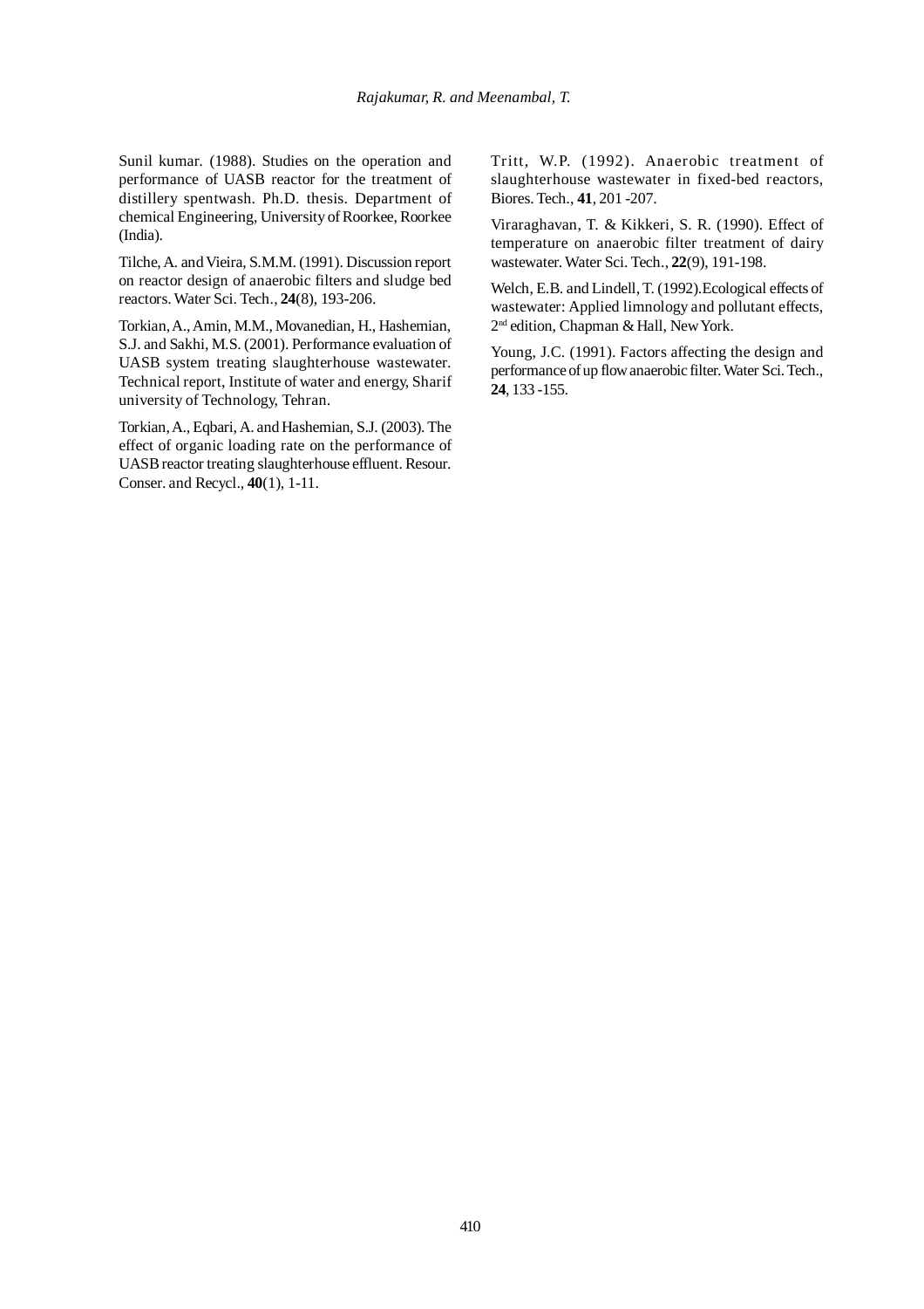Sunil kumar. (1988). Studies on the operation and performance of UASB reactor for the treatment of distillery spentwash. Ph.D. thesis. Department of chemical Engineering, University of Roorkee, Roorkee (India).

Tilche, A. and Vieira, S.M.M. (1991). Discussion report on reactor design of anaerobic filters and sludge bed reactors. Water Sci. Tech., **24**(8), 193-206.

Torkian, A., Amin, M.M., Movanedian, H., Hashemian, S.J. and Sakhi, M.S. (2001). Performance evaluation of UASB system treating slaughterhouse wastewater. Technical report, Institute of water and energy, Sharif university of Technology, Tehran.

Torkian, A., Eqbari, A. and Hashemian, S.J. (2003). The effect of organic loading rate on the performance of UASB reactor treating slaughterhouse effluent. Resour. Conser. and Recycl., **40**(1), 1-11.

Tritt, W.P. (1992). Anaerobic treatment of slaughterhouse wastewater in fixed-bed reactors, Biores. Tech., **41**, 201 -207.

Viraraghavan, T. & Kikkeri, S. R. (1990). Effect of temperature on anaerobic filter treatment of dairy wastewater. Water Sci. Tech., **22**(9), 191-198.

Welch, E.B. and Lindell, T. (1992).Ecological effects of wastewater: Applied limnology and pollutant effects, 2nd edition, Chapman & Hall, New York.

Young, J.C. (1991). Factors affecting the design and performance of up flow anaerobic filter. Water Sci. Tech., **24**, 133 -155.